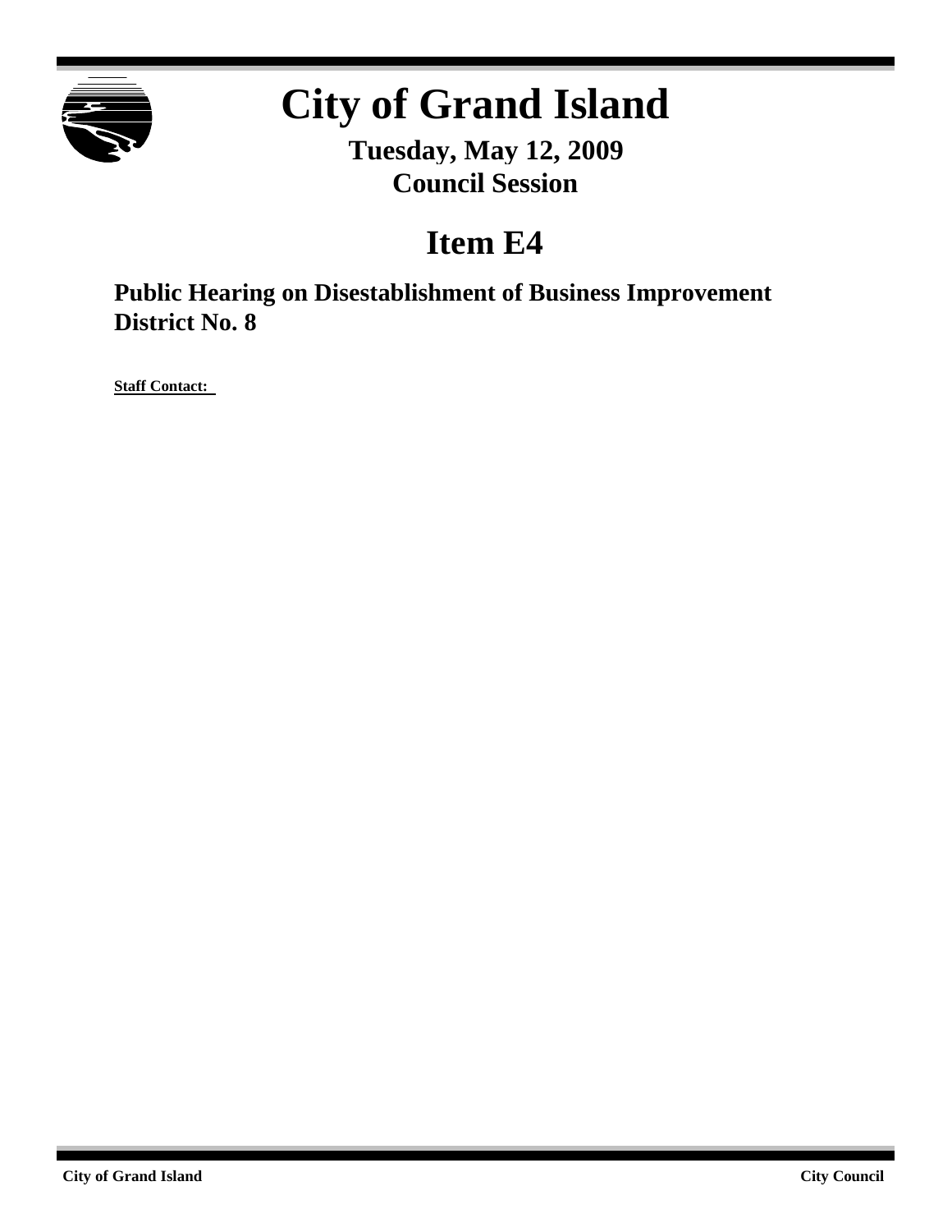# City of Grand Island

**Tuesday, May 12, 2009**
**Council Session**

## Item E4

### Public Hearing on Disestablishment of Business Improvement District No. 8

**Staff Contact:**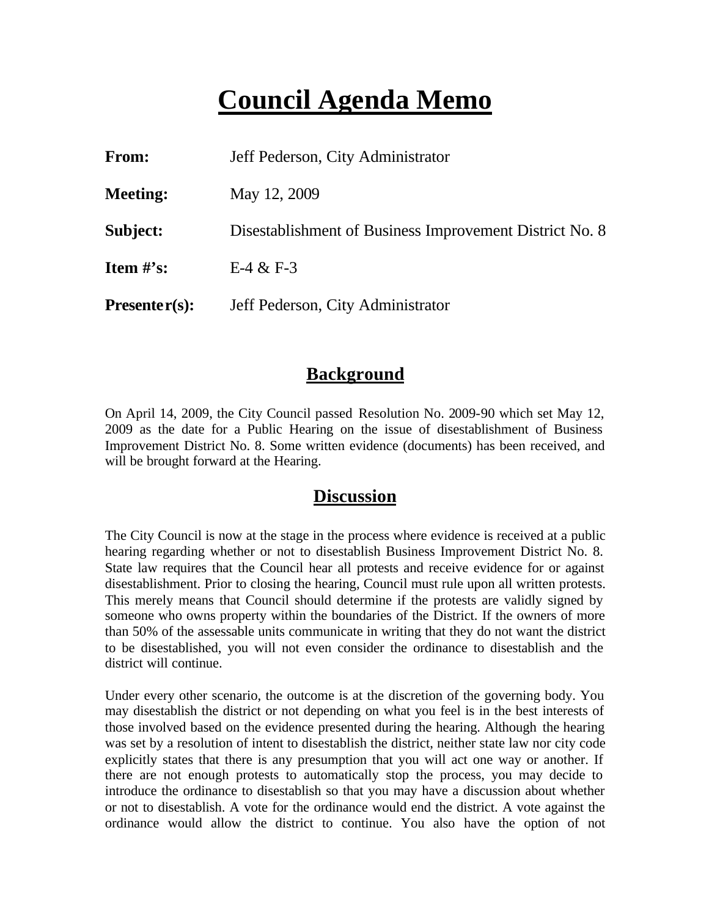# Council Agenda Memo

**From:** Jeff Pederson, City Administrator

**Meeting:** May 12, 2009

**Subject:** Disestablishment of Business Improvement District No. 8

**Item #'s:** E-4 & F-3

**Presenter(s):** Jeff Pederson, City Administrator

## Background

On April 14, 2009, the City Council passed Resolution No. 2009-90 which set May 12, 2009 as the date for a Public Hearing on the issue of disestablishment of Business Improvement District No. 8. Some written evidence (documents) has been received, and will be brought forward at the Hearing.

## Discussion

The City Council is now at the stage in the process where evidence is received at a public hearing regarding whether or not to disestablish Business Improvement District No. 8. State law requires that the Council hear all protests and receive evidence for or against disestablishment. Prior to closing the hearing, Council must rule upon all written protests. This merely means that Council should determine if the protests are validly signed by someone who owns property within the boundaries of the District. If the owners of more than 50% of the assessable units communicate in writing that they do not want the district to be disestablished, you will not even consider the ordinance to disestablish and the district will continue.

Under every other scenario, the outcome is at the discretion of the governing body. You may disestablish the district or not depending on what you feel is in the best interests of those involved based on the evidence presented during the hearing. Although the hearing was set by a resolution of intent to disestablish the district, neither state law nor city code explicitly states that there is any presumption that you will act one way or another. If there are not enough protests to automatically stop the process, you may decide to introduce the ordinance to disestablish so that you may have a discussion about whether or not to disestablish. A vote for the ordinance would end the district. A vote against the ordinance would allow the district to continue. You also have the option of not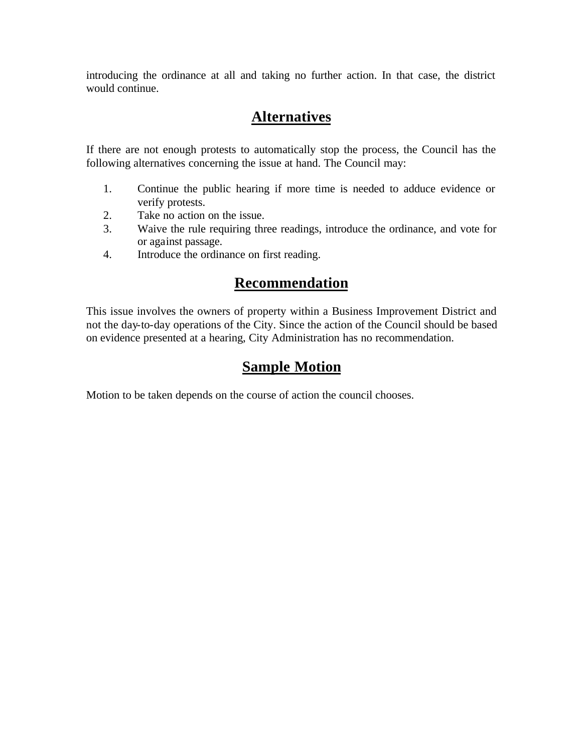introducing the ordinance at all and taking no further action. In that case, the district would continue.

## Alternatives

If there are not enough protests to automatically stop the process, the Council has the following alternatives concerning the issue at hand. The Council may:

1. Continue the public hearing if more time is needed to adduce evidence or verify protests.
2. Take no action on the issue.
3. Waive the rule requiring three readings, introduce the ordinance, and vote for or against passage.
4. Introduce the ordinance on first reading.

## Recommendation

This issue involves the owners of property within a Business Improvement District and not the day-to-day operations of the City. Since the action of the Council should be based on evidence presented at a hearing, City Administration has no recommendation.

## Sample Motion

Motion to be taken depends on the course of action the council chooses.